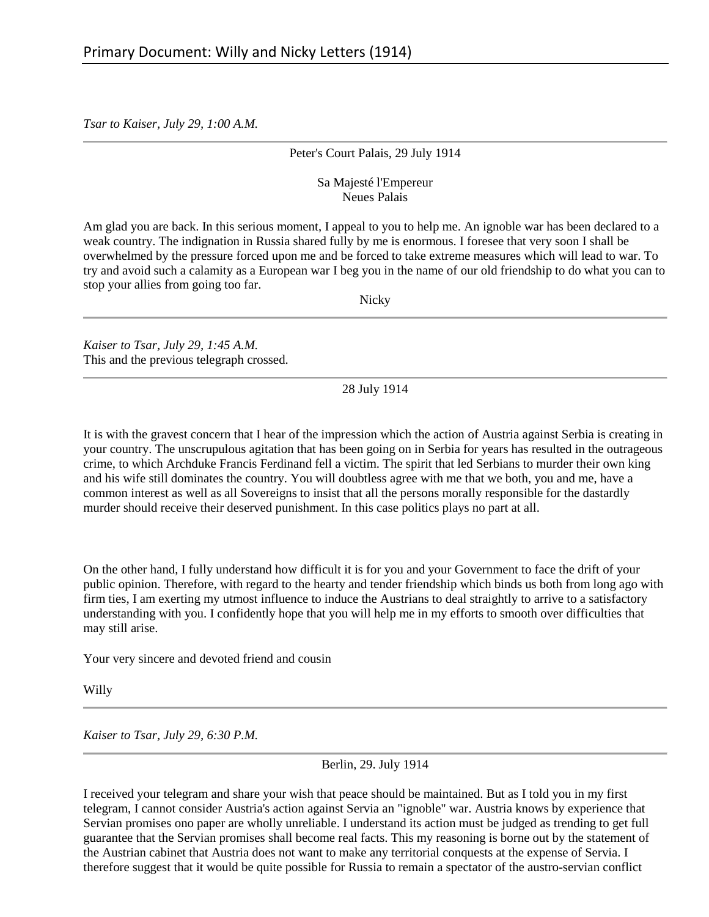# Primary Document: Willy and Nicky Letters (1914)

*Tsar to Kaiser, July 29, 1:00 A.M.*

---

Peter's Court Palais, 29 July 1914

Sa Majesté l'Empereur
Neues Palais

Am glad you are back. In this serious moment, I appeal to you to help me. An ignoble war has been declared to a weak country. The indignation in Russia shared fully by me is enormous. I foresee that very soon I shall be overwhelmed by the pressure forced upon me and be forced to take extreme measures which will lead to war. To try and avoid such a calamity as a European war I beg you in the name of our old friendship to do what you can to stop your allies from going too far.

Nicky

---

*Kaiser to Tsar, July 29, 1:45 A.M.*
This and the previous telegraph crossed.

---

28 July 1914

It is with the gravest concern that I hear of the impression which the action of Austria against Serbia is creating in your country. The unscrupulous agitation that has been going on in Serbia for years has resulted in the outrageous crime, to which Archduke Francis Ferdinand fell a victim. The spirit that led Serbians to murder their own king and his wife still dominates the country. You will doubtless agree with me that we both, you and me, have a common interest as well as all Sovereigns to insist that all the persons morally responsible for the dastardly murder should receive their deserved punishment. In this case politics plays no part at all.

On the other hand, I fully understand how difficult it is for you and your Government to face the drift of your public opinion. Therefore, with regard to the hearty and tender friendship which binds us both from long ago with firm ties, I am exerting my utmost influence to induce the Austrians to deal straightly to arrive to a satisfactory understanding with you. I confidently hope that you will help me in my efforts to smooth over difficulties that may still arise.

Your very sincere and devoted friend and cousin

Willy

---

*Kaiser to Tsar, July 29, 6:30 P.M.*

---

Berlin, 29. July 1914

I received your telegram and share your wish that peace should be maintained. But as I told you in my first telegram, I cannot consider Austria's action against Servia an "ignoble" war. Austria knows by experience that Servian promises ono paper are wholly unreliable. I understand its action must be judged as trending to get full guarantee that the Servian promises shall become real facts. This my reasoning is borne out by the statement of the Austrian cabinet that Austria does not want to make any territorial conquests at the expense of Servia. I therefore suggest that it would be quite possible for Russia to remain a spectator of the austro-servian conflict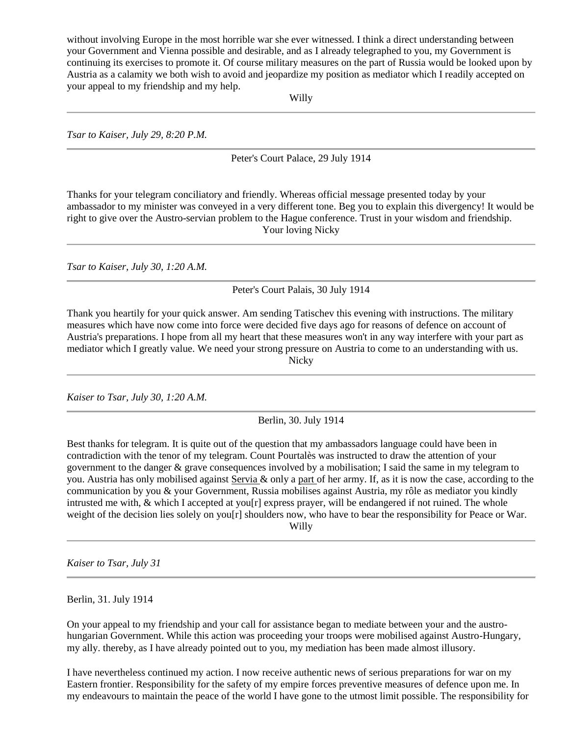without involving Europe in the most horrible war she ever witnessed. I think a direct understanding between your Government and Vienna possible and desirable, and as I already telegraphed to you, my Government is continuing its exercises to promote it. Of course military measures on the part of Russia would be looked upon by Austria as a calamity we both wish to avoid and jeopardize my position as mediator which I readily accepted on your appeal to my friendship and my help.

Willy

---

*Tsar to Kaiser, July 29, 8:20 P.M.*

---

Peter's Court Palace, 29 July 1914

Thanks for your telegram conciliatory and friendly. Whereas official message presented today by your ambassador to my minister was conveyed in a very different tone. Beg you to explain this divergency! It would be right to give over the Austro-servian problem to the Hague conference. Trust in your wisdom and friendship.

Your loving Nicky

---

*Tsar to Kaiser, July 30, 1:20 A.M.*

---

Peter's Court Palais, 30 July 1914

Thank you heartily for your quick answer. Am sending Tatischev this evening with instructions. The military measures which have now come into force were decided five days ago for reasons of defence on account of Austria's preparations. I hope from all my heart that these measures won't in any way interfere with your part as mediator which I greatly value. We need your strong pressure on Austria to come to an understanding with us.

Nicky

---

*Kaiser to Tsar, July 30, 1:20 A.M.*

---

Berlin, 30. July 1914

Best thanks for telegram. It is quite out of the question that my ambassadors language could have been in contradiction with the tenor of my telegram. Count Pourtalès was instructed to draw the attention of your government to the danger & grave consequences involved by a mobilisation; I said the same in my telegram to you. Austria has only mobilised against <u>Servia</u> & only a <u>part</u> of her army. If, as it is now the case, according to the communication by you & your Government, Russia mobilises against Austria, my rôle as mediator you kindly intrusted me with, & which I accepted at you[r] express prayer, will be endangered if not ruined. The whole weight of the decision lies solely on you[r] shoulders now, who have to bear the responsibility for Peace or War.

Willy

---

*Kaiser to Tsar, July 31*

---

Berlin, 31. July 1914

On your appeal to my friendship and your call for assistance began to mediate between your and the austro-hungarian Government. While this action was proceeding your troops were mobilised against Austro-Hungary, my ally. thereby, as I have already pointed out to you, my mediation has been made almost illusory.

I have nevertheless continued my action. I now receive authentic news of serious preparations for war on my Eastern frontier. Responsibility for the safety of my empire forces preventive measures of defence upon me. In my endeavours to maintain the peace of the world I have gone to the utmost limit possible. The responsibility for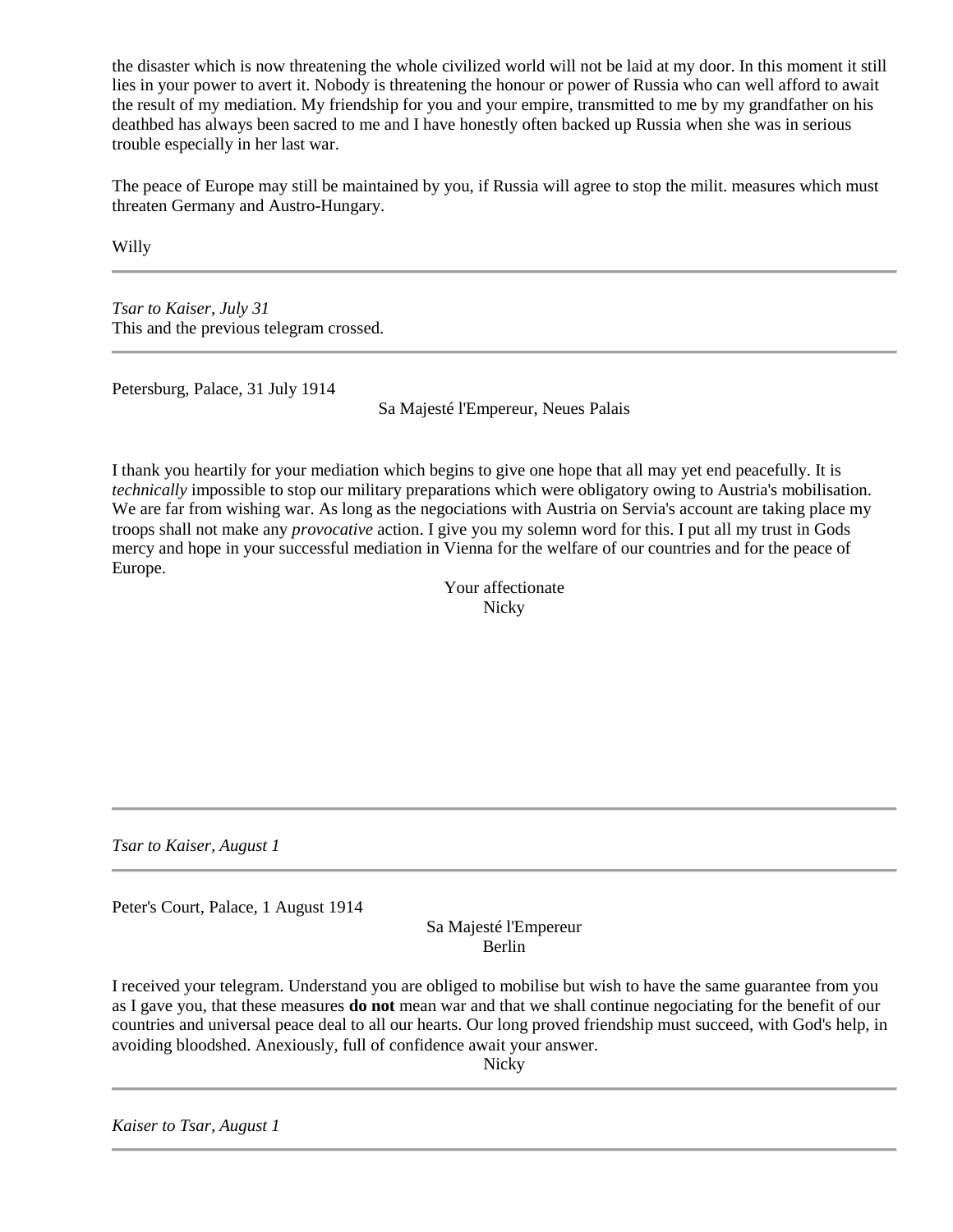the disaster which is now threatening the whole civilized world will not be laid at my door. In this moment it still lies in your power to avert it. Nobody is threatening the honour or power of Russia who can well afford to await the result of my mediation. My friendship for you and your empire, transmitted to me by my grandfather on his deathbed has always been sacred to me and I have honestly often backed up Russia when she was in serious trouble especially in her last war.

The peace of Europe may still be maintained by you, if Russia will agree to stop the milit. measures which must threaten Germany and Austro-Hungary.

Willy

---

*Tsar to Kaiser, July 31*
This and the previous telegram crossed.

---

Petersburg, Palace, 31 July 1914

Sa Majesté l'Empereur, Neues Palais

I thank you heartily for your mediation which begins to give one hope that all may yet end peacefully. It is *technically* impossible to stop our military preparations which were obligatory owing to Austria's mobilisation. We are far from wishing war. As long as the negociations with Austria on Servia's account are taking place my troops shall not make any *provocative* action. I give you my solemn word for this. I put all my trust in Gods mercy and hope in your successful mediation in Vienna for the welfare of our countries and for the peace of Europe.

Your affectionate
Nicky

---

*Tsar to Kaiser, August 1*

---

Peter's Court, Palace, 1 August 1914

Sa Majesté l'Empereur
Berlin

I received your telegram. Understand you are obliged to mobilise but wish to have the same guarantee from you as I gave you, that these measures **do not** mean war and that we shall continue negociating for the benefit of our countries and universal peace deal to all our hearts. Our long proved friendship must succeed, with God's help, in avoiding bloodshed. Anexiously, full of confidence await your answer.

Nicky

---

*Kaiser to Tsar, August 1*

---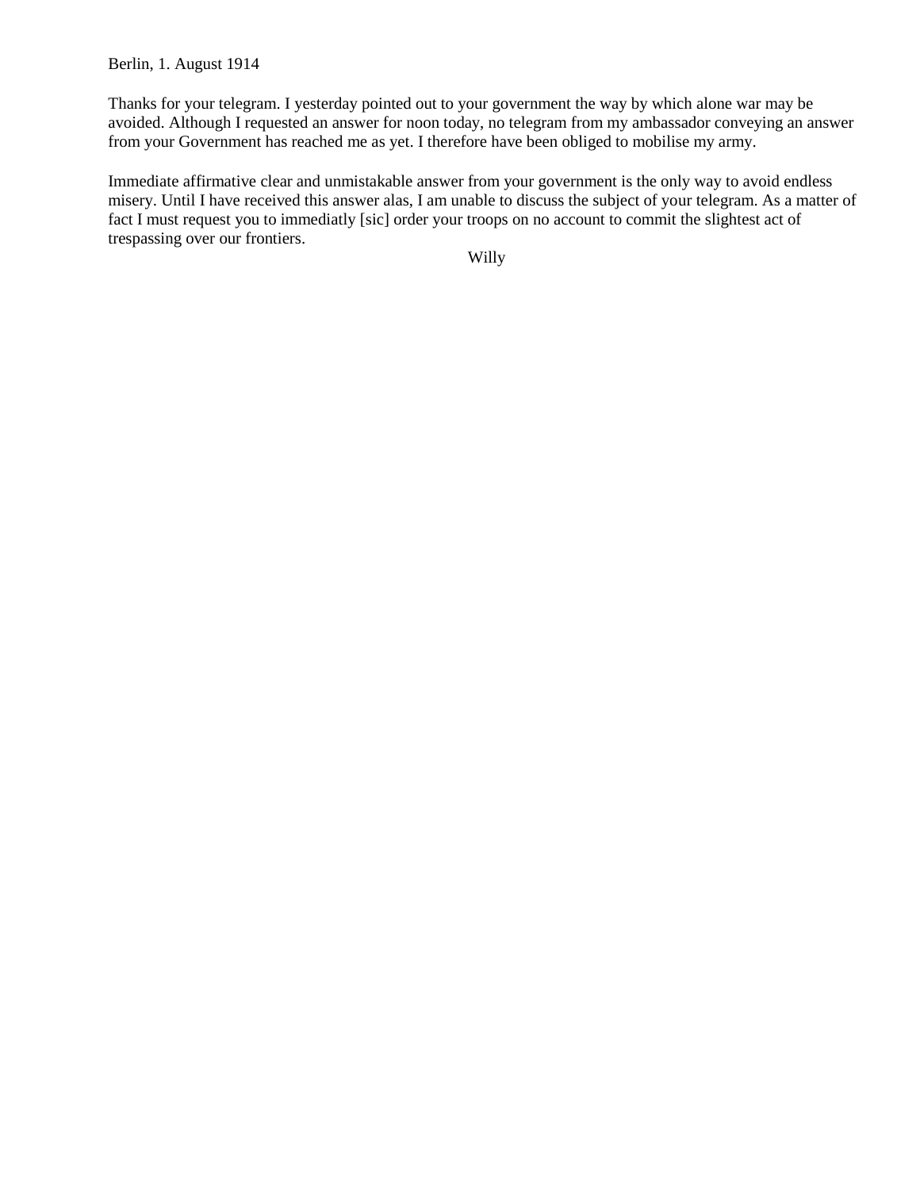Berlin, 1. August 1914

Thanks for your telegram. I yesterday pointed out to your government the way by which alone war may be avoided. Although I requested an answer for noon today, no telegram from my ambassador conveying an answer from your Government has reached me as yet. I therefore have been obliged to mobilise my army.

Immediate affirmative clear and unmistakable answer from your government is the only way to avoid endless misery. Until I have received this answer alas, I am unable to discuss the subject of your telegram. As a matter of fact I must request you to immediatly [sic] order your troops on no account to commit the slightest act of trespassing over our frontiers.

Willy